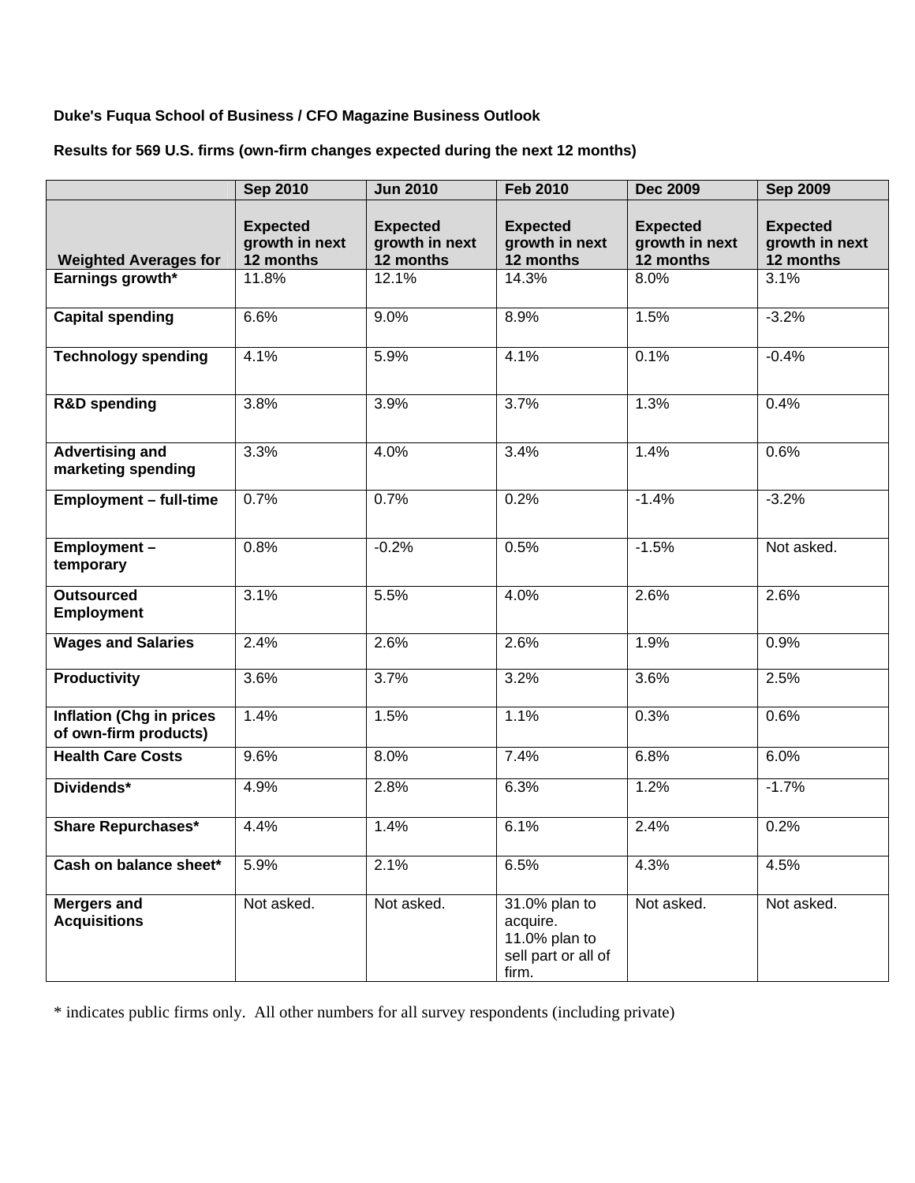**Duke's Fuqua School of Business / CFO Magazine Business Outlook**

**Results for 569 U.S. firms (own-firm changes expected during the next 12 months)**

| Weighted Averages for | Sep 2010<br>Expected growth in next 12 months | Jun 2010<br>Expected growth in next 12 months | Feb 2010<br>Expected growth in next 12 months | Dec 2009<br>Expected growth in next 12 months | Sep 2009<br>Expected growth in next 12 months |
|---|---|---|---|---|---|
| **Earnings growth*** | 11.8% | 12.1% | 14.3% | 8.0% | 3.1% |
| **Capital spending** | 6.6% | 9.0% | 8.9% | 1.5% | -3.2% |
| **Technology spending** | 4.1% | 5.9% | 4.1% | 0.1% | -0.4% |
| **R&D spending** | 3.8% | 3.9% | 3.7% | 1.3% | 0.4% |
| **Advertising and marketing spending** | 3.3% | 4.0% | 3.4% | 1.4% | 0.6% |
| **Employment – full-time** | 0.7% | 0.7% | 0.2% | -1.4% | -3.2% |
| **Employment – temporary** | 0.8% | -0.2% | 0.5% | -1.5% | Not asked. |
| **Outsourced Employment** | 3.1% | 5.5% | 4.0% | 2.6% | 2.6% |
| **Wages and Salaries** | 2.4% | 2.6% | 2.6% | 1.9% | 0.9% |
| **Productivity** | 3.6% | 3.7% | 3.2% | 3.6% | 2.5% |
| **Inflation (Chg in prices of own-firm products)** | 1.4% | 1.5% | 1.1% | 0.3% | 0.6% |
| **Health Care Costs** | 9.6% | 8.0% | 7.4% | 6.8% | 6.0% |
| **Dividends*** | 4.9% | 2.8% | 6.3% | 1.2% | -1.7% |
| **Share Repurchases*** | 4.4% | 1.4% | 6.1% | 2.4% | 0.2% |
| **Cash on balance sheet*** | 5.9% | 2.1% | 6.5% | 4.3% | 4.5% |
| **Mergers and Acquisitions** | Not asked. | Not asked. | 31.0% plan to acquire. 11.0% plan to sell part or all of firm. | Not asked. | Not asked. |

* indicates public firms only. All other numbers for all survey respondents (including private)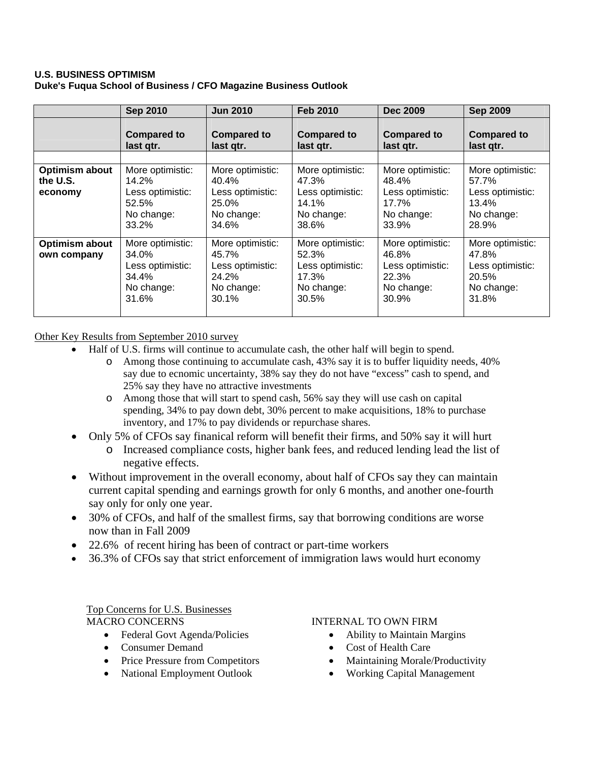**U.S. BUSINESS OPTIMISM**
**Duke's Fuqua School of Business / CFO Magazine Business Outlook**

| | Sep 2010 | Jun 2010 | Feb 2010 | Dec 2009 | Sep 2009 |
|---|---|---|---|---|---|
| | **Compared to last qtr.** | **Compared to last qtr.** | **Compared to last qtr.** | **Compared to last qtr.** | **Compared to last qtr.** |
| | | | | | |
| **Optimism about the U.S. economy** | More optimistic: 14.2% Less optimistic: 52.5% No change: 33.2% | More optimistic: 40.4% Less optimistic: 25.0% No change: 34.6% | More optimistic: 47.3% Less optimistic: 14.1% No change: 38.6% | More optimistic: 48.4% Less optimistic: 17.7% No change: 33.9% | More optimistic: 57.7% Less optimistic: 13.4% No change: 28.9% |
| **Optimism about own company** | More optimistic: 34.0% Less optimistic: 34.4% No change: 31.6% | More optimistic: 45.7% Less optimistic: 24.2% No change: 30.1% | More optimistic: 52.3% Less optimistic: 17.3% No change: 30.5% | More optimistic: 46.8% Less optimistic: 22.3% No change: 30.9% | More optimistic: 47.8% Less optimistic: 20.5% No change: 31.8% |

Other Key Results from September 2010 survey

- Half of U.S. firms will continue to accumulate cash, the other half will begin to spend.
  - Among those continuing to accumulate cash, 43% say it is to buffer liquidity needs, 40% say due to ecnomic uncertainty, 38% say they do not have "excess" cash to spend, and 25% say they have no attractive investments
  - Among those that will start to spend cash, 56% say they will use cash on capital spending, 34% to pay down debt, 30% percent to make acquisitions, 18% to purchase inventory, and 17% to pay dividends or repurchase shares.
- Only 5% of CFOs say finanical reform will benefit their firms, and 50% say it will hurt
  - Increased compliance costs, higher bank fees, and reduced lending lead the list of negative effects.
- Without improvement in the overall economy, about half of CFOs say they can maintain current capital spending and earnings growth for only 6 months, and another one-fourth say only for only one year.
- 30% of CFOs, and half of the smallest firms, say that borrowing conditions are worse now than in Fall 2009
- 22.6% of recent hiring has been of contract or part-time workers
- 36.3% of CFOs say that strict enforcement of immigration laws would hurt economy

Top Concerns for U.S. Businesses

MACRO CONCERNS

- Federal Govt Agenda/Policies
- Consumer Demand
- Price Pressure from Competitors
- National Employment Outlook

INTERNAL TO OWN FIRM

- Ability to Maintain Margins
- Cost of Health Care
- Maintaining Morale/Productivity
- Working Capital Management